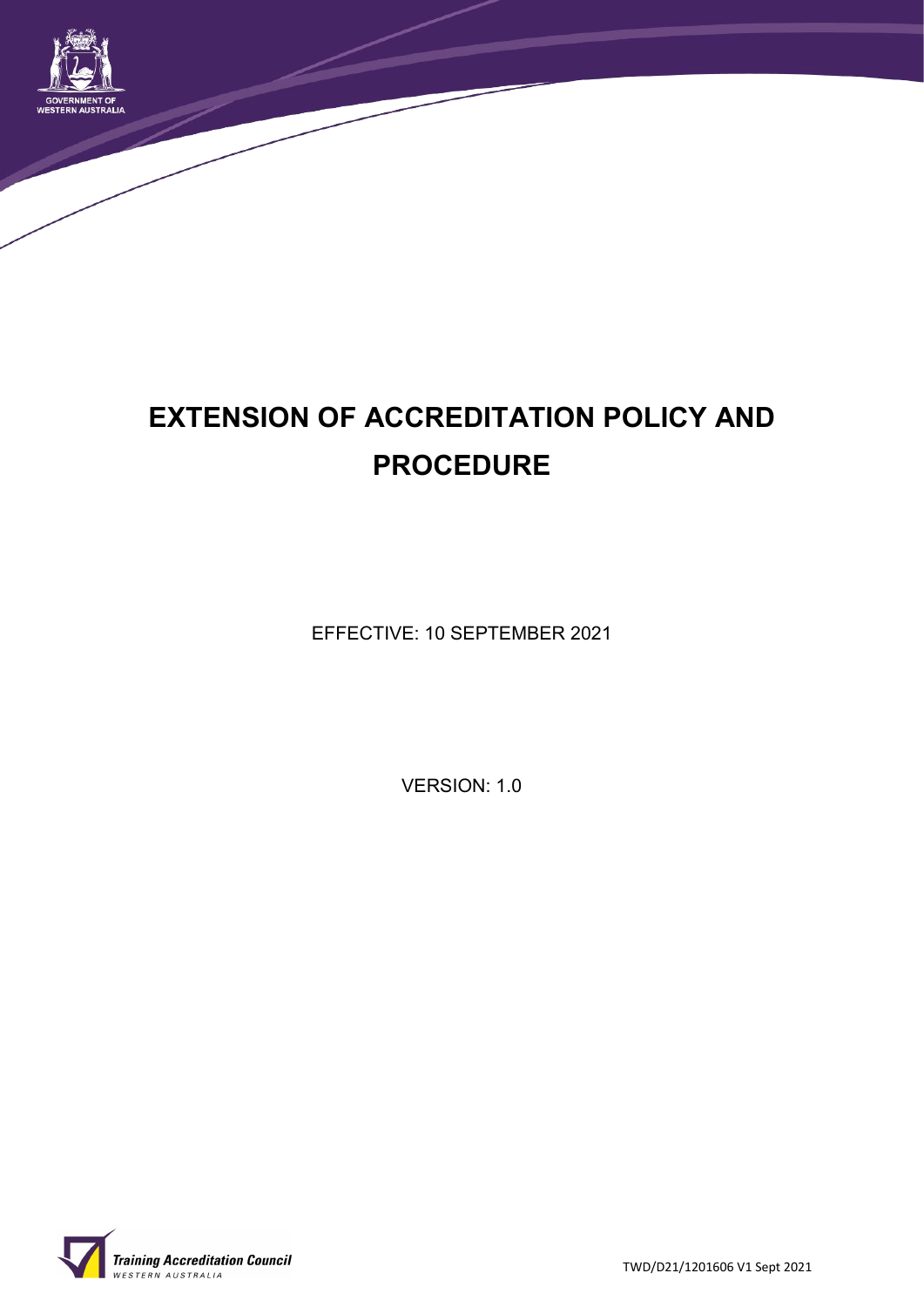# EXTENSION OF ACCREDITATION POLICY AND PROCEDURE

EFFECTIVE: 10 SEPTEMBER 2021

VERSION: 1.0

TWD/D21/1201606 V1 Sept 2021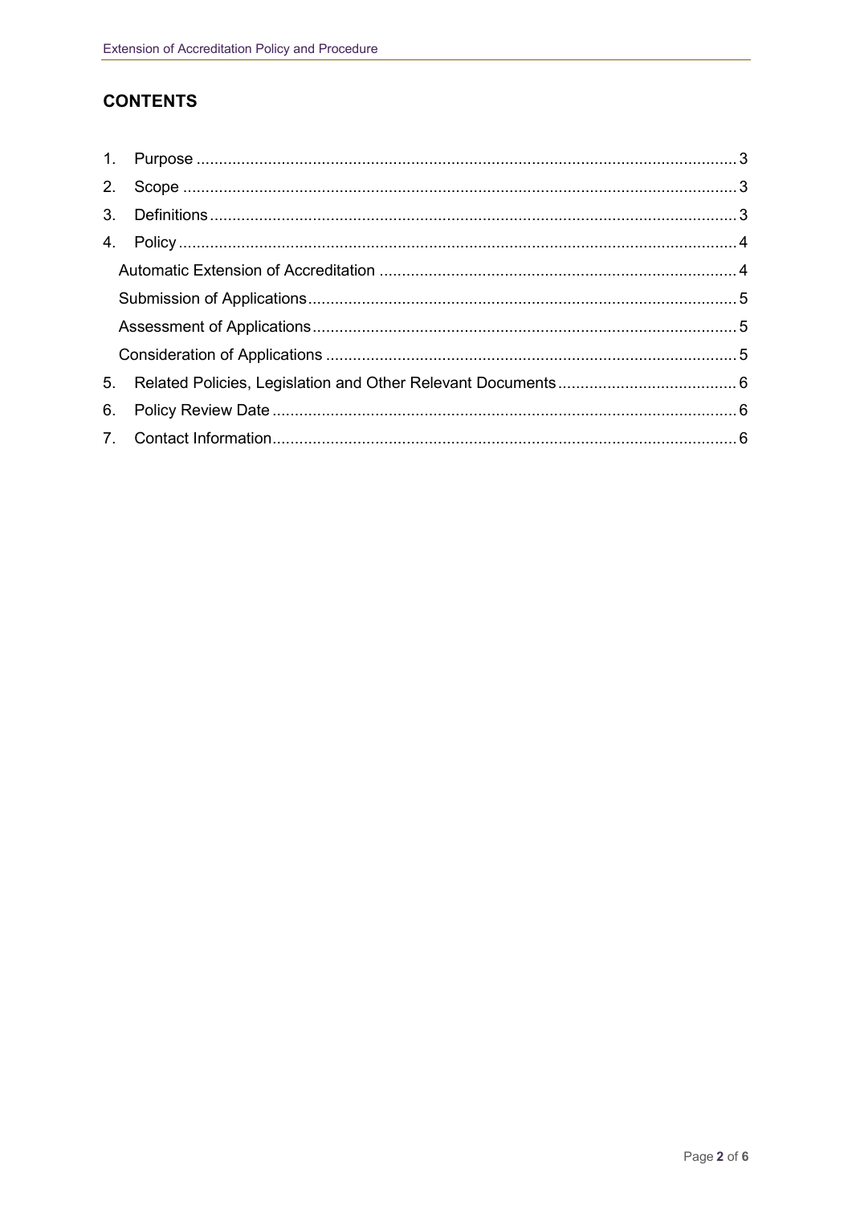## CONTENTS

1. Purpose ........................................................................................................................ 3
2. Scope ........................................................................................................................... 3
3. Definitions .................................................................................................................... 3
4. Policy ........................................................................................................................... 4
   - Automatic Extension of Accreditation ................................................................................ 4
   - Submission of Applications ............................................................................................... 5
   - Assessment of Applications .............................................................................................. 5
   - Consideration of Applications ........................................................................................... 5
5. Related Policies, Legislation and Other Relevant Documents ........................................ 6
6. Policy Review Date ....................................................................................................... 6
7. Contact Information ....................................................................................................... 6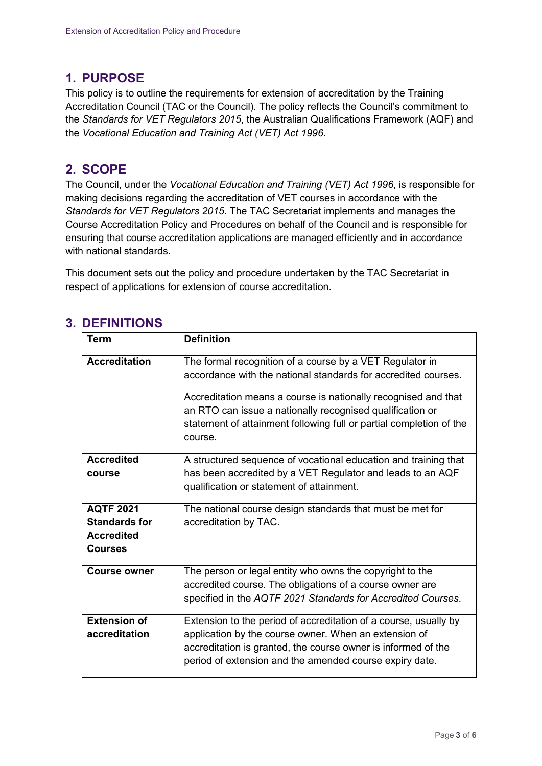## 1. PURPOSE

This policy is to outline the requirements for extension of accreditation by the Training Accreditation Council (TAC or the Council). The policy reflects the Council's commitment to the *Standards for VET Regulators 2015*, the Australian Qualifications Framework (AQF) and the *Vocational Education and Training Act (VET) Act 1996*.

## 2. SCOPE

The Council, under the *Vocational Education and Training (VET) Act 1996*, is responsible for making decisions regarding the accreditation of VET courses in accordance with the *Standards for VET Regulators 2015*. The TAC Secretariat implements and manages the Course Accreditation Policy and Procedures on behalf of the Council and is responsible for ensuring that course accreditation applications are managed efficiently and in accordance with national standards.

This document sets out the policy and procedure undertaken by the TAC Secretariat in respect of applications for extension of course accreditation.

## 3. DEFINITIONS

| Term | Definition |
|---|---|
| **Accreditation** | The formal recognition of a course by a VET Regulator in accordance with the national standards for accredited courses.<br><br>Accreditation means a course is nationally recognised and that an RTO can issue a nationally recognised qualification or statement of attainment following full or partial completion of the course. |
| **Accredited course** | A structured sequence of vocational education and training that has been accredited by a VET Regulator and leads to an AQF qualification or statement of attainment. |
| **AQTF 2021 Standards for Accredited Courses** | The national course design standards that must be met for accreditation by TAC. |
| **Course owner** | The person or legal entity who owns the copyright to the accredited course. The obligations of a course owner are specified in the *AQTF 2021 Standards for Accredited Courses*. |
| **Extension of accreditation** | Extension to the period of accreditation of a course, usually by application by the course owner. When an extension of accreditation is granted, the course owner is informed of the period of extension and the amended course expiry date. |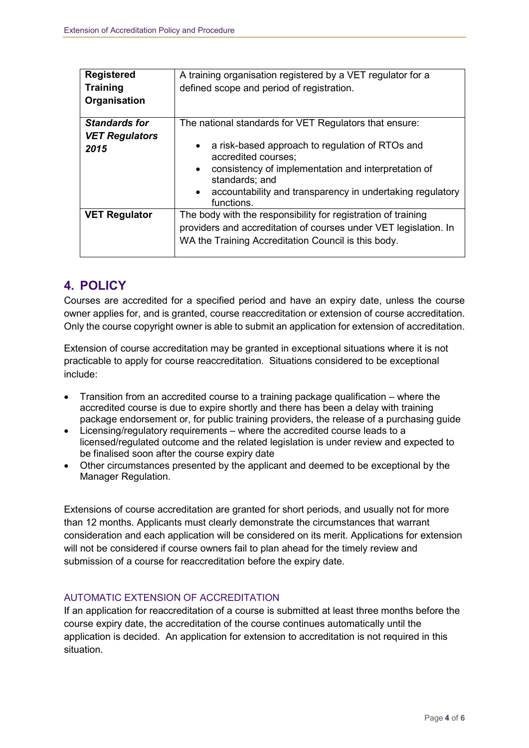| | |
|---|---|
| **Registered Training Organisation** | A training organisation registered by a VET regulator for a defined scope and period of registration. |
| ***Standards for VET Regulators 2015*** | The national standards for VET Regulators that ensure:<br>• a risk-based approach to regulation of RTOs and accredited courses;<br>• consistency of implementation and interpretation of standards; and<br>• accountability and transparency in undertaking regulatory functions. |
| **VET Regulator** | The body with the responsibility for registration of training providers and accreditation of courses under VET legislation. In WA the Training Accreditation Council is this body. |

## 4. POLICY

Courses are accredited for a specified period and have an expiry date, unless the course owner applies for, and is granted, course reaccreditation or extension of course accreditation. Only the course copyright owner is able to submit an application for extension of accreditation.

Extension of course accreditation may be granted in exceptional situations where it is not practicable to apply for course reaccreditation. Situations considered to be exceptional include:

- Transition from an accredited course to a training package qualification – where the accredited course is due to expire shortly and there has been a delay with training package endorsement or, for public training providers, the release of a purchasing guide
- Licensing/regulatory requirements – where the accredited course leads to a licensed/regulated outcome and the related legislation is under review and expected to be finalised soon after the course expiry date
- Other circumstances presented by the applicant and deemed to be exceptional by the Manager Regulation.

Extensions of course accreditation are granted for short periods, and usually not for more than 12 months. Applicants must clearly demonstrate the circumstances that warrant consideration and each application will be considered on its merit. Applications for extension will not be considered if course owners fail to plan ahead for the timely review and submission of a course for reaccreditation before the expiry date.

### AUTOMATIC EXTENSION OF ACCREDITATION

If an application for reaccreditation of a course is submitted at least three months before the course expiry date, the accreditation of the course continues automatically until the application is decided. An application for extension to accreditation is not required in this situation.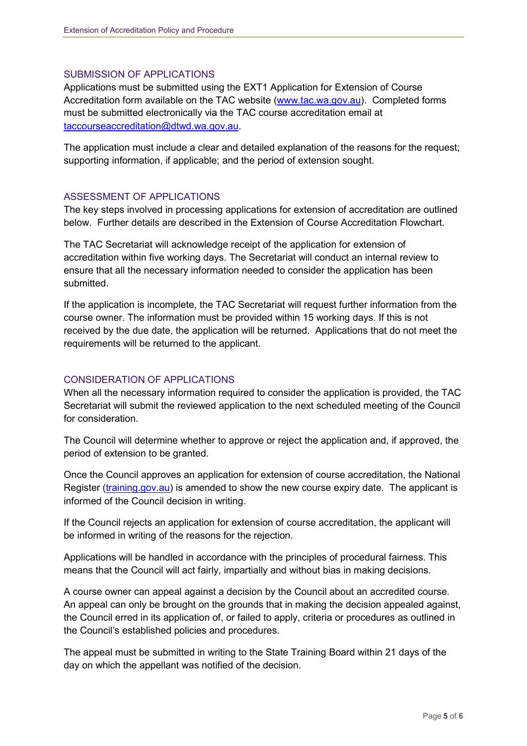## SUBMISSION OF APPLICATIONS

Applications must be submitted using the EXT1 Application for Extension of Course Accreditation form available on the TAC website (www.tac.wa.gov.au). Completed forms must be submitted electronically via the TAC course accreditation email at taccourseaccreditation@dtwd.wa.gov.au.

The application must include a clear and detailed explanation of the reasons for the request; supporting information, if applicable; and the period of extension sought.

## ASSESSMENT OF APPLICATIONS

The key steps involved in processing applications for extension of accreditation are outlined below. Further details are described in the Extension of Course Accreditation Flowchart.

The TAC Secretariat will acknowledge receipt of the application for extension of accreditation within five working days. The Secretariat will conduct an internal review to ensure that all the necessary information needed to consider the application has been submitted.

If the application is incomplete, the TAC Secretariat will request further information from the course owner. The information must be provided within 15 working days. If this is not received by the due date, the application will be returned. Applications that do not meet the requirements will be returned to the applicant.

## CONSIDERATION OF APPLICATIONS

When all the necessary information required to consider the application is provided, the TAC Secretariat will submit the reviewed application to the next scheduled meeting of the Council for consideration.

The Council will determine whether to approve or reject the application and, if approved, the period of extension to be granted.

Once the Council approves an application for extension of course accreditation, the National Register (training.gov.au) is amended to show the new course expiry date. The applicant is informed of the Council decision in writing.

If the Council rejects an application for extension of course accreditation, the applicant will be informed in writing of the reasons for the rejection.

Applications will be handled in accordance with the principles of procedural fairness. This means that the Council will act fairly, impartially and without bias in making decisions.

A course owner can appeal against a decision by the Council about an accredited course. An appeal can only be brought on the grounds that in making the decision appealed against, the Council erred in its application of, or failed to apply, criteria or procedures as outlined in the Council's established policies and procedures.

The appeal must be submitted in writing to the State Training Board within 21 days of the day on which the appellant was notified of the decision.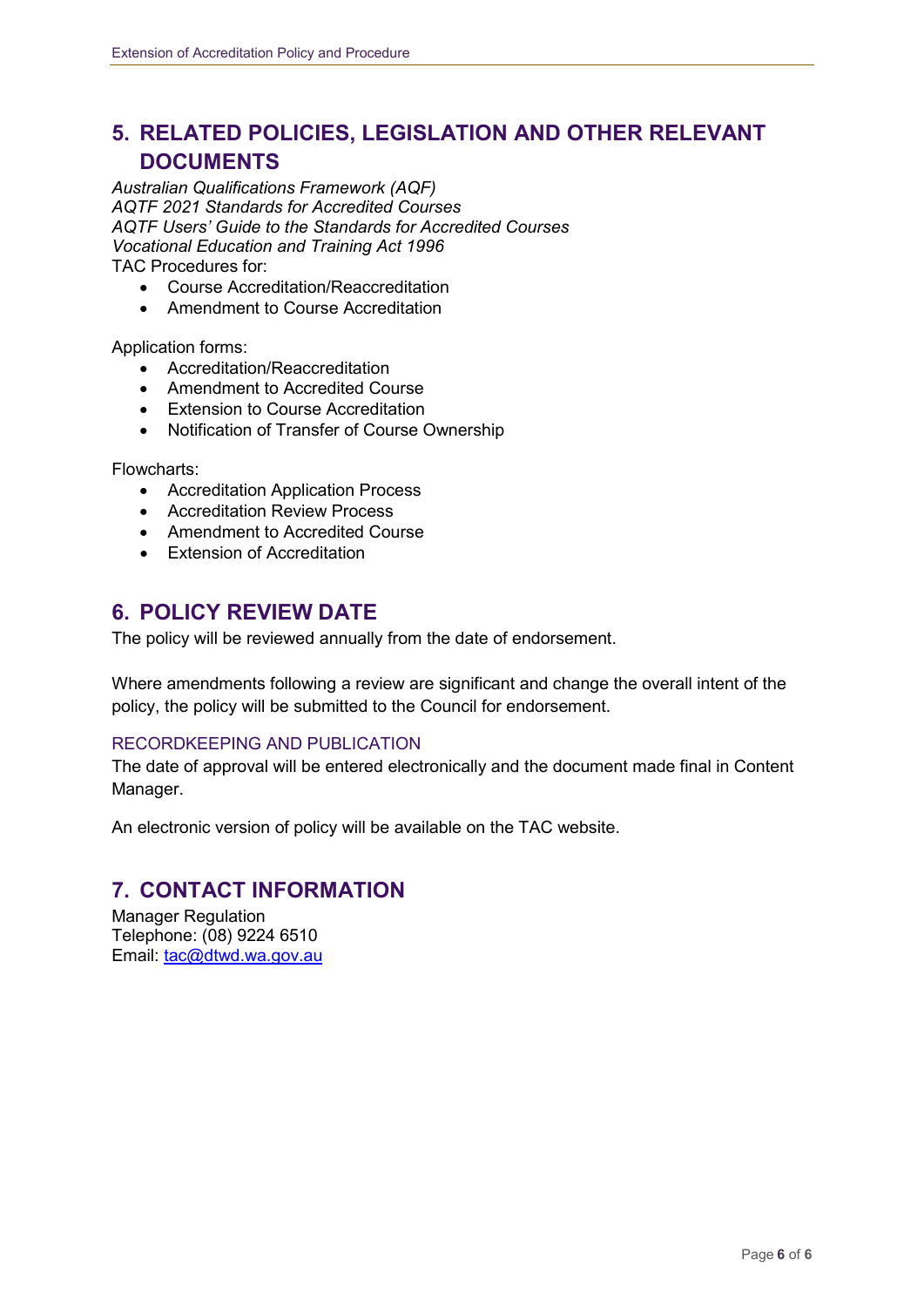## 5. RELATED POLICIES, LEGISLATION AND OTHER RELEVANT DOCUMENTS

*Australian Qualifications Framework (AQF)*
*AQTF 2021 Standards for Accredited Courses*
*AQTF Users' Guide to the Standards for Accredited Courses*
*Vocational Education and Training Act 1996*
TAC Procedures for:

- Course Accreditation/Reaccreditation
- Amendment to Course Accreditation

Application forms:

- Accreditation/Reaccreditation
- Amendment to Accredited Course
- Extension to Course Accreditation
- Notification of Transfer of Course Ownership

Flowcharts:

- Accreditation Application Process
- Accreditation Review Process
- Amendment to Accredited Course
- Extension of Accreditation

## 6. POLICY REVIEW DATE

The policy will be reviewed annually from the date of endorsement.

Where amendments following a review are significant and change the overall intent of the policy, the policy will be submitted to the Council for endorsement.

### RECORDKEEPING AND PUBLICATION

The date of approval will be entered electronically and the document made final in Content Manager.

An electronic version of policy will be available on the TAC website.

## 7. CONTACT INFORMATION

Manager Regulation
Telephone: (08) 9224 6510
Email: tac@dtwd.wa.gov.au